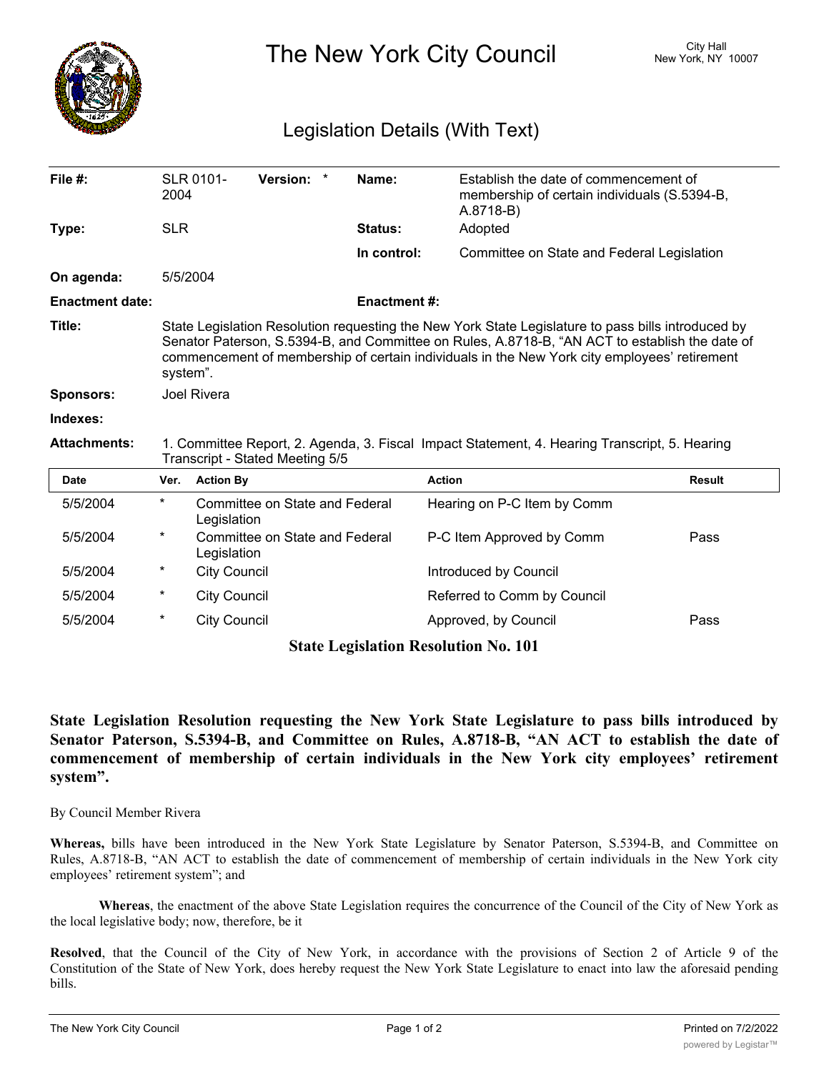# The New York City Council

City Hall
New York, NY 10007

## Legislation Details (With Text)

| | | | |
|---|---|---|---|
| **File #:** | SLR 0101-2004 **Version:** * | **Name:** | Establish the date of commencement of membership of certain individuals (S.5394-B, A.8718-B) |
| **Type:** | SLR | **Status:** | Adopted |
| | | **In control:** | Committee on State and Federal Legislation |
| **On agenda:** | 5/5/2004 | | |
| **Enactment date:** | | **Enactment #:** | |

**Title:** State Legislation Resolution requesting the New York State Legislature to pass bills introduced by Senator Paterson, S.5394-B, and Committee on Rules, A.8718-B, "AN ACT to establish the date of commencement of membership of certain individuals in the New York city employees' retirement system".

**Sponsors:** Joel Rivera

**Indexes:**

**Attachments:** 1. Committee Report, 2. Agenda, 3. Fiscal Impact Statement, 4. Hearing Transcript, 5. Hearing Transcript - Stated Meeting 5/5

| Date | Ver. | Action By | Action | Result |
|---|---|---|---|---|
| 5/5/2004 | * | Committee on State and Federal Legislation | Hearing on P-C Item by Comm | |
| 5/5/2004 | * | Committee on State and Federal Legislation | P-C Item Approved by Comm | Pass |
| 5/5/2004 | * | City Council | Introduced by Council | |
| 5/5/2004 | * | City Council | Referred to Comm by Council | |
| 5/5/2004 | * | City Council | Approved, by Council | Pass |

**State Legislation Resolution No. 101**

**State Legislation Resolution requesting the New York State Legislature to pass bills introduced by Senator Paterson, S.5394-B, and Committee on Rules, A.8718-B, "AN ACT to establish the date of commencement of membership of certain individuals in the New York city employees' retirement system".**

By Council Member Rivera

**Whereas,** bills have been introduced in the New York State Legislature by Senator Paterson, S.5394-B, and Committee on Rules, A.8718-B, "AN ACT to establish the date of commencement of membership of certain individuals in the New York city employees' retirement system"; and

**Whereas**, the enactment of the above State Legislation requires the concurrence of the Council of the City of New York as the local legislative body; now, therefore, be it

**Resolved**, that the Council of the City of New York, in accordance with the provisions of Section 2 of Article 9 of the Constitution of the State of New York, does hereby request the New York State Legislature to enact into law the aforesaid pending bills.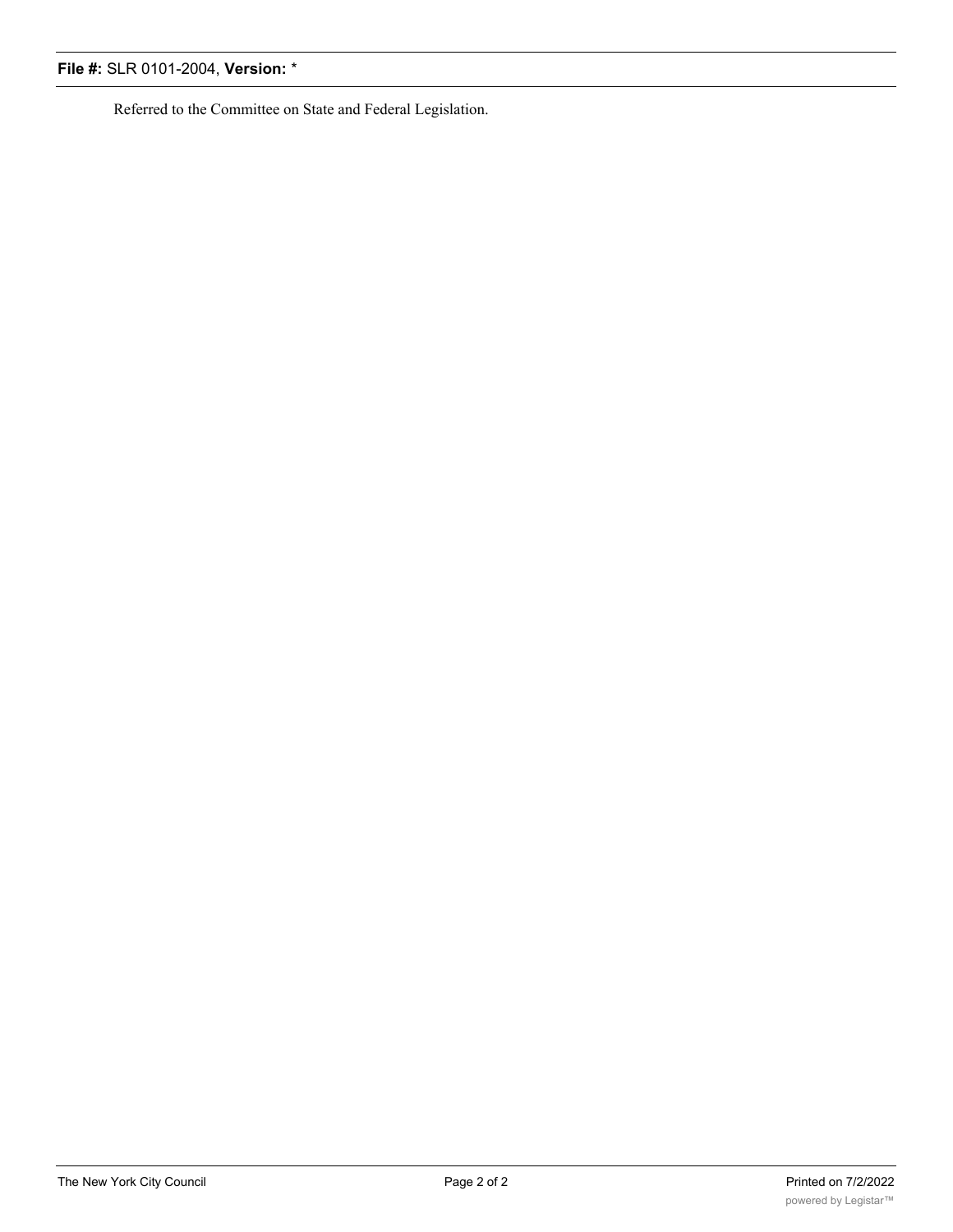Referred to the Committee on State and Federal Legislation.